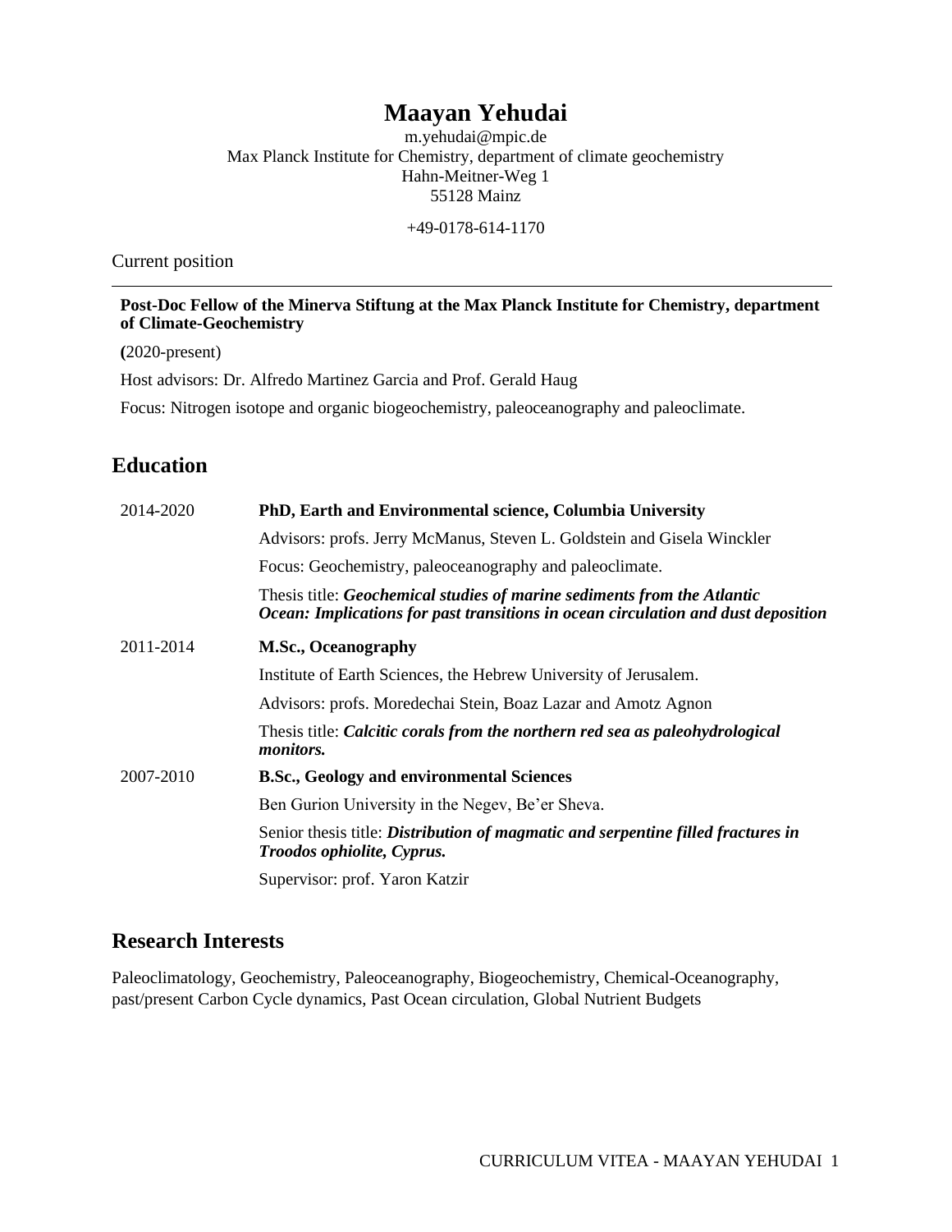# Maayan Yehudai

m.yehudai@mpic.de
Max Planck Institute for Chemistry, department of climate geochemistry
Hahn-Meitner-Weg 1
55128 Mainz

+49-0178-614-1170

Current position

---

**Post-Doc Fellow of the Minerva Stiftung at the Max Planck Institute for Chemistry, department of Climate-Geochemistry**

**(**2020-present)

Host advisors: Dr. Alfredo Martinez Garcia and Prof. Gerald Haug

Focus: Nitrogen isotope and organic biogeochemistry, paleoceanography and paleoclimate.

## Education

2014-2020 **PhD, Earth and Environmental science, Columbia University**

Advisors: profs. Jerry McManus, Steven L. Goldstein and Gisela Winckler

Focus: Geochemistry, paleoceanography and paleoclimate.

Thesis title: ***Geochemical studies of marine sediments from the Atlantic Ocean: Implications for past transitions in ocean circulation and dust deposition***

2011-2014 **M.Sc., Oceanography**

Institute of Earth Sciences, the Hebrew University of Jerusalem.

Advisors: profs. Moredechai Stein, Boaz Lazar and Amotz Agnon

Thesis title: ***Calcitic corals from the northern red sea as paleohydrological monitors.***

2007-2010 **B.Sc., Geology and environmental Sciences**

Ben Gurion University in the Negev, Be'er Sheva.

Senior thesis title: ***Distribution of magmatic and serpentine filled fractures in Troodos ophiolite, Cyprus.***

Supervisor: prof. Yaron Katzir

## Research Interests

Paleoclimatology, Geochemistry, Paleoceanography, Biogeochemistry, Chemical-Oceanography, past/present Carbon Cycle dynamics, Past Ocean circulation, Global Nutrient Budgets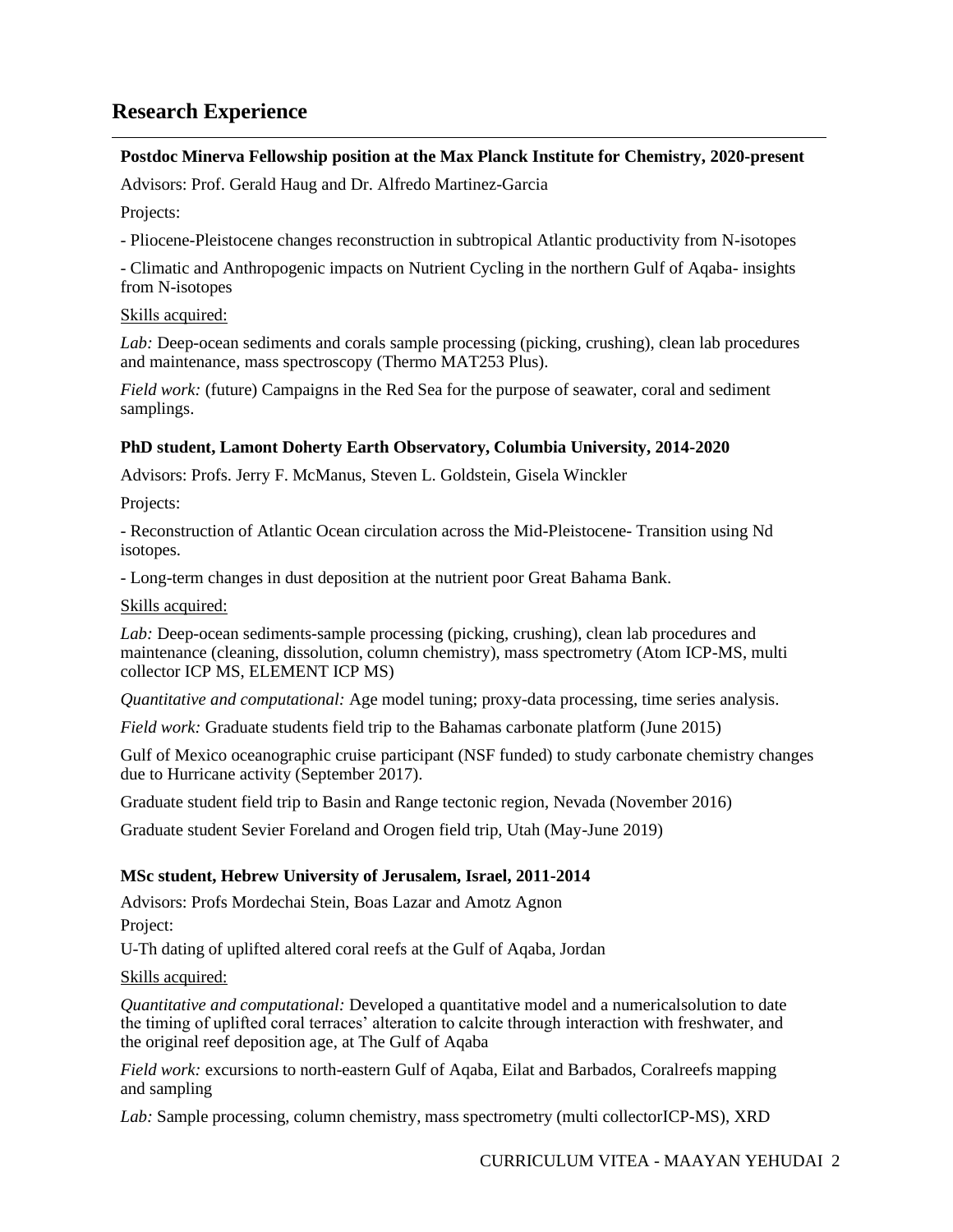## Research Experience

**Postdoc Minerva Fellowship position at the Max Planck Institute for Chemistry, 2020-present**

Advisors: Prof. Gerald Haug and Dr. Alfredo Martinez-Garcia

Projects:

- Pliocene-Pleistocene changes reconstruction in subtropical Atlantic productivity from N-isotopes

- Climatic and Anthropogenic impacts on Nutrient Cycling in the northern Gulf of Aqaba- insights from N-isotopes

Skills acquired:

*Lab:* Deep-ocean sediments and corals sample processing (picking, crushing), clean lab procedures and maintenance, mass spectroscopy (Thermo MAT253 Plus).

*Field work:* (future) Campaigns in the Red Sea for the purpose of seawater, coral and sediment samplings.

**PhD student, Lamont Doherty Earth Observatory, Columbia University, 2014-2020**

Advisors: Profs. Jerry F. McManus, Steven L. Goldstein, Gisela Winckler

Projects:

- Reconstruction of Atlantic Ocean circulation across the Mid-Pleistocene- Transition using Nd isotopes.

- Long-term changes in dust deposition at the nutrient poor Great Bahama Bank.

Skills acquired:

*Lab:* Deep-ocean sediments-sample processing (picking, crushing), clean lab procedures and maintenance (cleaning, dissolution, column chemistry), mass spectrometry (Atom ICP-MS, multi collector ICP MS, ELEMENT ICP MS)

*Quantitative and computational:* Age model tuning; proxy-data processing, time series analysis.

*Field work:* Graduate students field trip to the Bahamas carbonate platform (June 2015)

Gulf of Mexico oceanographic cruise participant (NSF funded) to study carbonate chemistry changes due to Hurricane activity (September 2017).

Graduate student field trip to Basin and Range tectonic region, Nevada (November 2016)

Graduate student Sevier Foreland and Orogen field trip, Utah (May-June 2019)

**MSc student, Hebrew University of Jerusalem, Israel, 2011-2014**

Advisors: Profs Mordechai Stein, Boas Lazar and Amotz Agnon

Project:

U-Th dating of uplifted altered coral reefs at the Gulf of Aqaba, Jordan

Skills acquired:

*Quantitative and computational:* Developed a quantitative model and a numericalsolution to date the timing of uplifted coral terraces' alteration to calcite through interaction with freshwater, and the original reef deposition age, at The Gulf of Aqaba

*Field work:* excursions to north-eastern Gulf of Aqaba, Eilat and Barbados, Coralreefs mapping and sampling

*Lab:* Sample processing, column chemistry, mass spectrometry (multi collectorICP-MS), XRD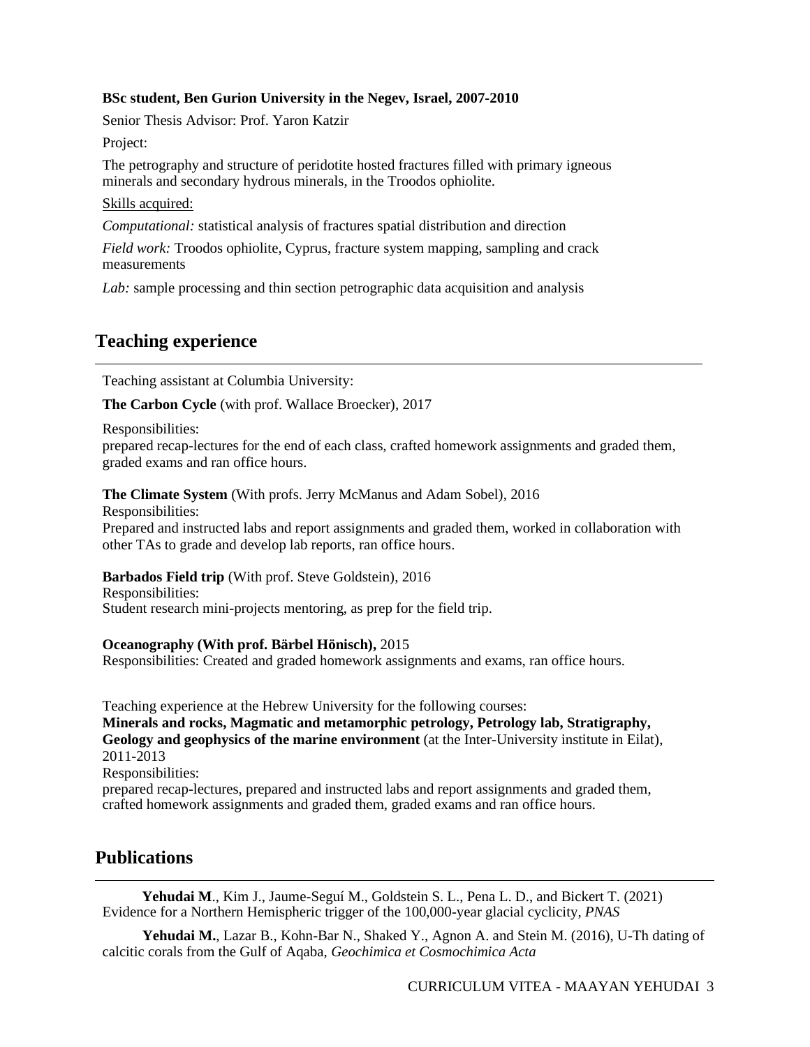**BSc student, Ben Gurion University in the Negev, Israel, 2007-2010**

Senior Thesis Advisor: Prof. Yaron Katzir

Project:

The petrography and structure of peridotite hosted fractures filled with primary igneous minerals and secondary hydrous minerals, in the Troodos ophiolite.

Skills acquired:

*Computational:* statistical analysis of fractures spatial distribution and direction

*Field work:* Troodos ophiolite, Cyprus, fracture system mapping, sampling and crack measurements

*Lab:* sample processing and thin section petrographic data acquisition and analysis

## Teaching experience

Teaching assistant at Columbia University:

**The Carbon Cycle** (with prof. Wallace Broecker), 2017

Responsibilities:
prepared recap-lectures for the end of each class, crafted homework assignments and graded them, graded exams and ran office hours.

**The Climate System** (With profs. Jerry McManus and Adam Sobel), 2016
Responsibilities:
Prepared and instructed labs and report assignments and graded them, worked in collaboration with other TAs to grade and develop lab reports, ran office hours.

**Barbados Field trip** (With prof. Steve Goldstein), 2016
Responsibilities:
Student research mini-projects mentoring, as prep for the field trip.

**Oceanography (With prof. Bärbel Hönisch),** 2015
Responsibilities: Created and graded homework assignments and exams, ran office hours.

Teaching experience at the Hebrew University for the following courses:
**Minerals and rocks, Magmatic and metamorphic petrology, Petrology lab, Stratigraphy, Geology and geophysics of the marine environment** (at the Inter-University institute in Eilat), 2011-2013
Responsibilities:
prepared recap-lectures, prepared and instructed labs and report assignments and graded them, crafted homework assignments and graded them, graded exams and ran office hours.

## Publications

**Yehudai M**., Kim J., Jaume-Seguí M., Goldstein S. L., Pena L. D., and Bickert T. (2021) Evidence for a Northern Hemispheric trigger of the 100,000-year glacial cyclicity, *PNAS*

**Yehudai M.**, Lazar B., Kohn-Bar N., Shaked Y., Agnon A. and Stein M. (2016), U-Th dating of calcitic corals from the Gulf of Aqaba, *Geochimica et Cosmochimica Acta*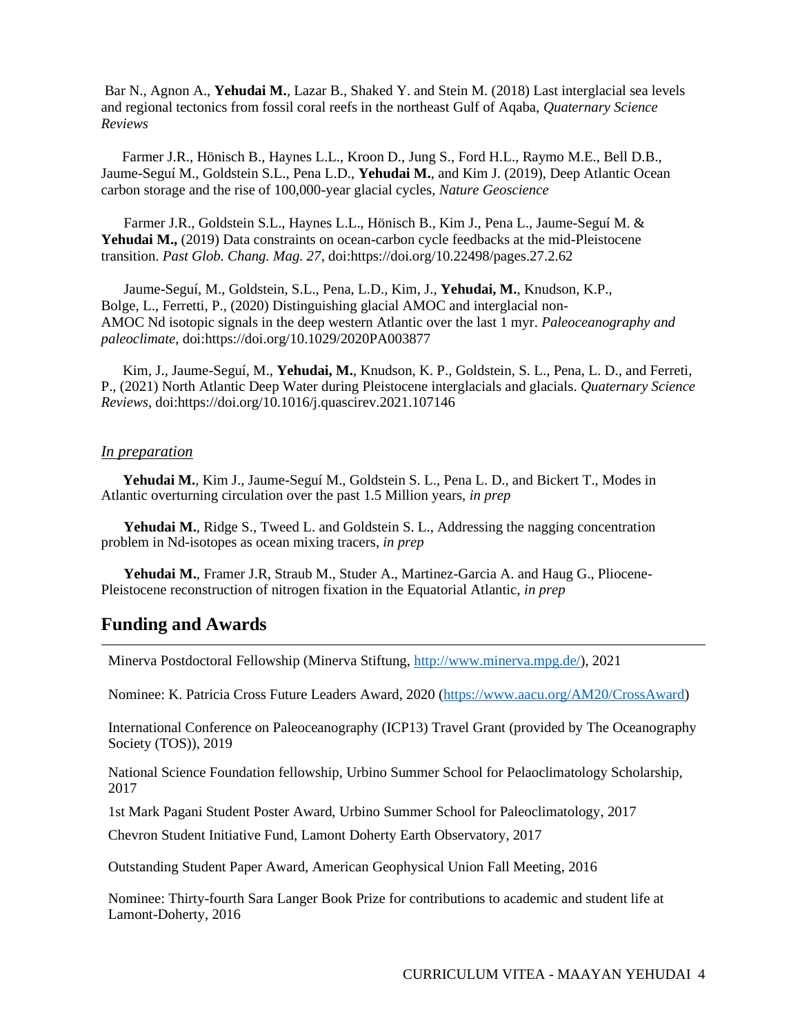Bar N., Agnon A., **Yehudai M.**, Lazar B., Shaked Y. and Stein M. (2018) Last interglacial sea levels and regional tectonics from fossil coral reefs in the northeast Gulf of Aqaba, *Quaternary Science Reviews*

Farmer J.R., Hönisch B., Haynes L.L., Kroon D., Jung S., Ford H.L., Raymo M.E., Bell D.B., Jaume-Seguí M., Goldstein S.L., Pena L.D., **Yehudai M.**, and Kim J. (2019), Deep Atlantic Ocean carbon storage and the rise of 100,000-year glacial cycles, *Nature Geoscience*

Farmer J.R., Goldstein S.L., Haynes L.L., Hönisch B., Kim J., Pena L., Jaume-Seguí M. & **Yehudai M.,** (2019) Data constraints on ocean-carbon cycle feedbacks at the mid-Pleistocene transition. *Past Glob. Chang. Mag. 27,* doi:https://doi.org/10.22498/pages.27.2.62

Jaume-Seguí, M., Goldstein, S.L., Pena, L.D., Kim, J., **Yehudai, M.**, Knudson, K.P., Bolge, L., Ferretti, P., (2020) Distinguishing glacial AMOC and interglacial non-AMOC Nd isotopic signals in the deep western Atlantic over the last 1 myr. *Paleoceanography and paleoclimate*, doi:https://doi.org/10.1029/2020PA003877

Kim, J., Jaume-Seguí, M., **Yehudai, M.**, Knudson, K. P., Goldstein, S. L., Pena, L. D., and Ferreti, P., (2021) North Atlantic Deep Water during Pleistocene interglacials and glacials. *Quaternary Science Reviews,* doi:https://doi.org/10.1016/j.quascirev.2021.107146

*In preparation*

**Yehudai M.**, Kim J., Jaume-Seguí M., Goldstein S. L., Pena L. D., and Bickert T., Modes in Atlantic overturning circulation over the past 1.5 Million years, *in prep*

**Yehudai M.**, Ridge S., Tweed L. and Goldstein S. L., Addressing the nagging concentration problem in Nd-isotopes as ocean mixing tracers, *in prep*

**Yehudai M.**, Framer J.R, Straub M., Studer A., Martinez-Garcia A. and Haug G., Pliocene-Pleistocene reconstruction of nitrogen fixation in the Equatorial Atlantic, *in prep*

## Funding and Awards

Minerva Postdoctoral Fellowship (Minerva Stiftung, http://www.minerva.mpg.de/), 2021

Nominee: K. Patricia Cross Future Leaders Award, 2020 (https://www.aacu.org/AM20/CrossAward)

International Conference on Paleoceanography (ICP13) Travel Grant (provided by The Oceanography Society (TOS)), 2019

National Science Foundation fellowship, Urbino Summer School for Pelaoclimatology Scholarship, 2017

1st Mark Pagani Student Poster Award, Urbino Summer School for Paleoclimatology, 2017

Chevron Student Initiative Fund, Lamont Doherty Earth Observatory, 2017

Outstanding Student Paper Award, American Geophysical Union Fall Meeting, 2016

Nominee: Thirty-fourth Sara Langer Book Prize for contributions to academic and student life at Lamont-Doherty, 2016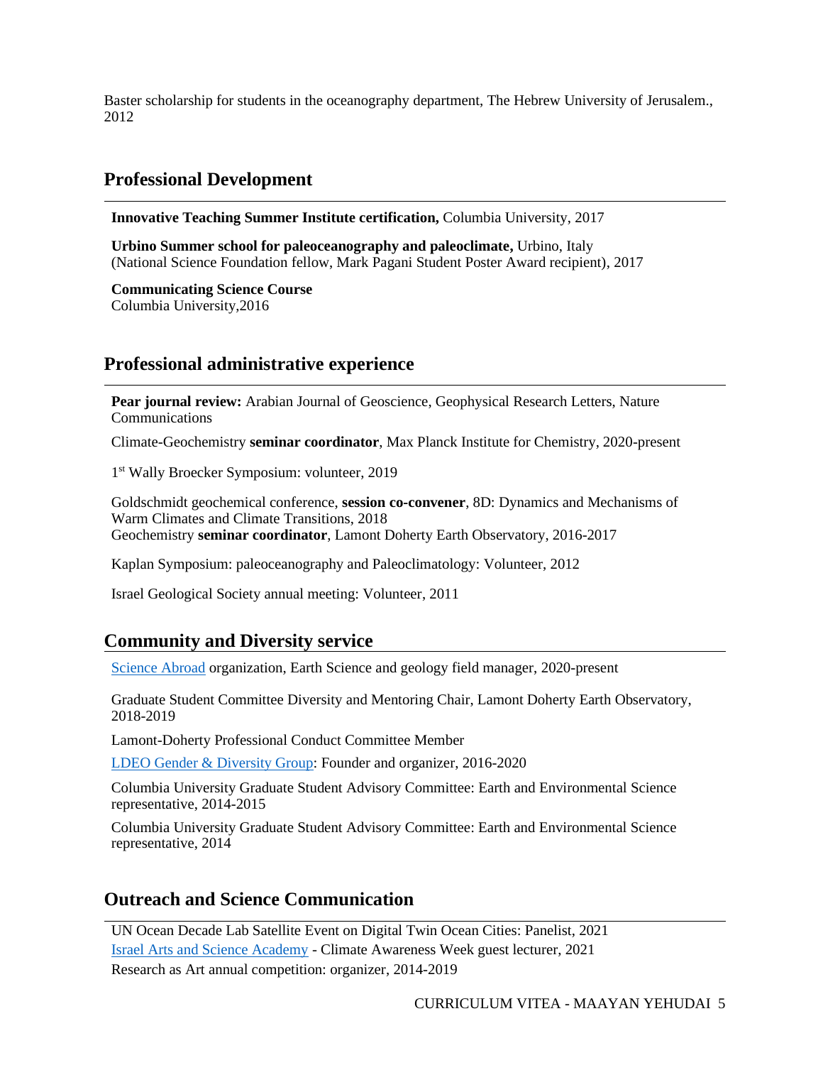Baster scholarship for students in the oceanography department, The Hebrew University of Jerusalem., 2012

## Professional Development

**Innovative Teaching Summer Institute certification,** Columbia University, 2017

**Urbino Summer school for paleoceanography and paleoclimate,** Urbino, Italy
(National Science Foundation fellow, Mark Pagani Student Poster Award recipient), 2017

**Communicating Science Course**
Columbia University,2016

## Professional administrative experience

**Pear journal review:** Arabian Journal of Geoscience, Geophysical Research Letters, Nature Communications

Climate-Geochemistry **seminar coordinator**, Max Planck Institute for Chemistry, 2020-present

1st Wally Broecker Symposium: volunteer, 2019

Goldschmidt geochemical conference, **session co-convener**, 8D: Dynamics and Mechanisms of Warm Climates and Climate Transitions, 2018
Geochemistry **seminar coordinator**, Lamont Doherty Earth Observatory, 2016-2017

Kaplan Symposium: paleoceanography and Paleoclimatology: Volunteer, 2012

Israel Geological Society annual meeting: Volunteer, 2011

## Community and Diversity service

Science Abroad organization, Earth Science and geology field manager, 2020-present

Graduate Student Committee Diversity and Mentoring Chair, Lamont Doherty Earth Observatory, 2018-2019

Lamont-Doherty Professional Conduct Committee Member

LDEO Gender & Diversity Group: Founder and organizer, 2016-2020

Columbia University Graduate Student Advisory Committee: Earth and Environmental Science representative, 2014-2015

Columbia University Graduate Student Advisory Committee: Earth and Environmental Science representative, 2014

## Outreach and Science Communication

UN Ocean Decade Lab Satellite Event on Digital Twin Ocean Cities: Panelist, 2021
Israel Arts and Science Academy - Climate Awareness Week guest lecturer, 2021
Research as Art annual competition: organizer, 2014-2019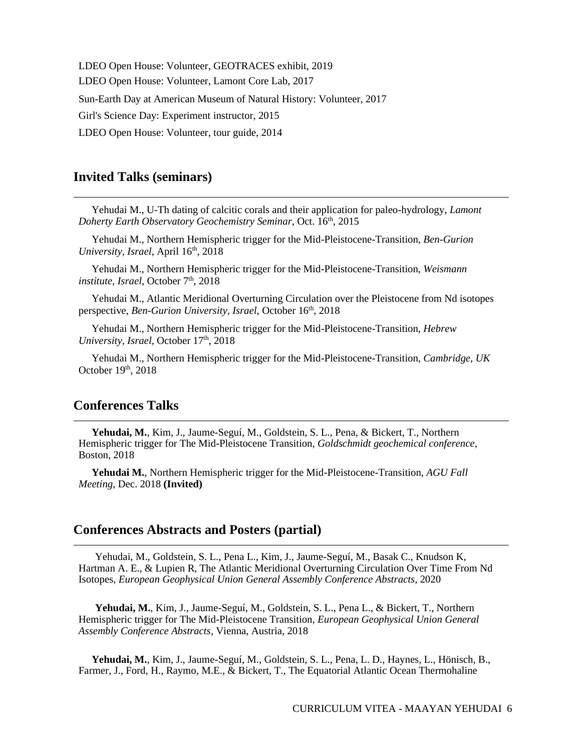LDEO Open House: Volunteer, GEOTRACES exhibit, 2019

LDEO Open House: Volunteer, Lamont Core Lab, 2017

Sun-Earth Day at American Museum of Natural History: Volunteer, 2017

Girl's Science Day: Experiment instructor, 2015

LDEO Open House: Volunteer, tour guide, 2014

## Invited Talks (seminars)

Yehudai M., U-Th dating of calcitic corals and their application for paleo-hydrology, *Lamont Doherty Earth Observatory Geochemistry Seminar*, Oct. 16th, 2015

Yehudai M., Northern Hemispheric trigger for the Mid-Pleistocene-Transition, *Ben-Gurion University, Israel*, April 16th, 2018

Yehudai M., Northern Hemispheric trigger for the Mid-Pleistocene-Transition, *Weismann institute, Israel*, October 7th, 2018

Yehudai M., Atlantic Meridional Overturning Circulation over the Pleistocene from Nd isotopes perspective, *Ben-Gurion University, Israel*, October 16th, 2018

Yehudai M., Northern Hemispheric trigger for the Mid-Pleistocene-Transition, *Hebrew University, Israel*, October 17th, 2018

Yehudai M., Northern Hemispheric trigger for the Mid-Pleistocene-Transition, *Cambridge, UK* October 19th, 2018

## Conferences Talks

**Yehudai, M.**, Kim, J., Jaume-Seguí, M., Goldstein, S. L., Pena, & Bickert, T., Northern Hemispheric trigger for The Mid-Pleistocene Transition, *Goldschmidt geochemical conference,* Boston, 2018

**Yehudai M.**, Northern Hemispheric trigger for the Mid-Pleistocene-Transition, *AGU Fall Meeting*, Dec. 2018 **(Invited)**

## Conferences Abstracts and Posters (partial)

Yehudai, M., Goldstein, S. L., Pena L., Kim, J., Jaume-Seguí, M., Basak C., Knudson K, Hartman A. E., & Lupien R, The Atlantic Meridional Overturning Circulation Over Time From Nd Isotopes, *European Geophysical Union General Assembly Conference Abstracts*, 2020

**Yehudai, M.**, Kim, J., Jaume-Seguí, M., Goldstein, S. L., Pena L., & Bickert, T., Northern Hemispheric trigger for The Mid-Pleistocene Transition, *European Geophysical Union General Assembly Conference Abstracts*, Vienna, Austria, 2018

**Yehudai, M.**, Kim, J., Jaume-Seguí, M., Goldstein, S. L., Pena, L. D., Haynes, L., Hönisch, B., Farmer, J., Ford, H., Raymo, M.E., & Bickert, T., The Equatorial Atlantic Ocean Thermohaline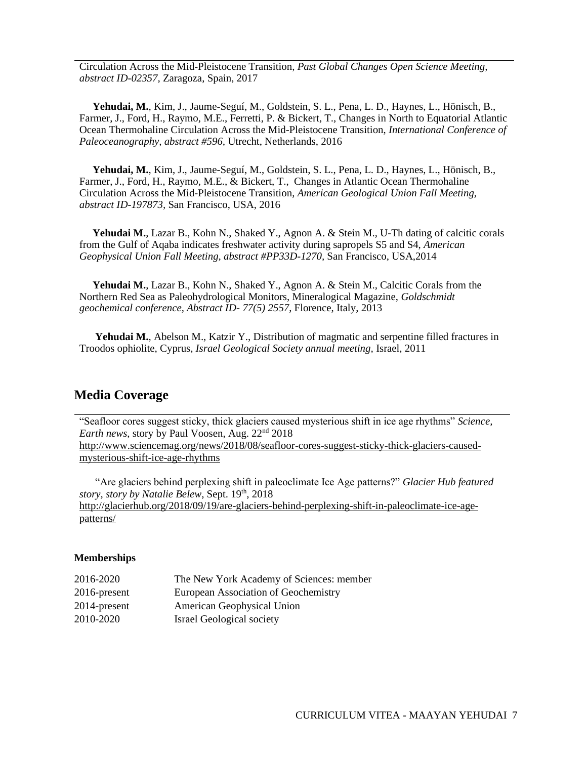Circulation Across the Mid-Pleistocene Transition, *Past Global Changes Open Science Meeting, abstract ID-02357,* Zaragoza, Spain, 2017

**Yehudai, M.**, Kim, J., Jaume-Seguí, M., Goldstein, S. L., Pena, L. D., Haynes, L., Hönisch, B., Farmer, J., Ford, H., Raymo, M.E., Ferretti, P. & Bickert, T., Changes in North to Equatorial Atlantic Ocean Thermohaline Circulation Across the Mid-Pleistocene Transition, *International Conference of Paleoceanography, abstract #596,* Utrecht, Netherlands, 2016

**Yehudai, M.**, Kim, J., Jaume-Seguí, M., Goldstein, S. L., Pena, L. D., Haynes, L., Hönisch, B., Farmer, J., Ford, H., Raymo, M.E., & Bickert, T., Changes in Atlantic Ocean Thermohaline Circulation Across the Mid-Pleistocene Transition, *American Geological Union Fall Meeting, abstract ID-197873,* San Francisco, USA, 2016

**Yehudai M.**, Lazar B., Kohn N., Shaked Y., Agnon A. & Stein M., U-Th dating of calcitic corals from the Gulf of Aqaba indicates freshwater activity during sapropels S5 and S4, *American Geophysical Union Fall Meeting, abstract #PP33D-1270,* San Francisco, USA,2014

**Yehudai M.**, Lazar B., Kohn N., Shaked Y., Agnon A. & Stein M., Calcitic Corals from the Northern Red Sea as Paleohydrological Monitors, Mineralogical Magazine, *Goldschmidt geochemical conference, Abstract ID- 77(5) 2557,* Florence, Italy, 2013

**Yehudai M.**, Abelson M., Katzir Y., Distribution of magmatic and serpentine filled fractures in Troodos ophiolite, Cyprus, *Israel Geological Society annual meeting,* Israel, 2011

## Media Coverage

"Seafloor cores suggest sticky, thick glaciers caused mysterious shift in ice age rhythms" *Science, Earth news,* story by Paul Voosen, Aug. 22nd 2018
http://www.sciencemag.org/news/2018/08/seafloor-cores-suggest-sticky-thick-glaciers-caused-mysterious-shift-ice-age-rhythms

"Are glaciers behind perplexing shift in paleoclimate Ice Age patterns?" *Glacier Hub featured story, story by Natalie Belew,* Sept. 19th, 2018
http://glacierhub.org/2018/09/19/are-glaciers-behind-perplexing-shift-in-paleoclimate-ice-age-patterns/

### Memberships

| | |
|---|---|
| 2016-2020 | The New York Academy of Sciences: member |
| 2016-present | European Association of Geochemistry |
| 2014-present | American Geophysical Union |
| 2010-2020 | Israel Geological society |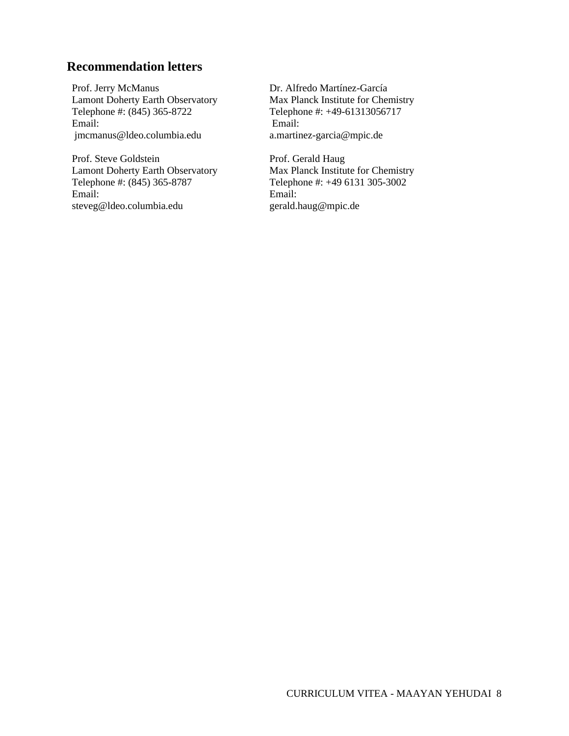## Recommendation letters

Prof. Jerry McManus
Lamont Doherty Earth Observatory
Telephone #: (845) 365-8722
Email:
jmcmanus@ldeo.columbia.edu

Prof. Steve Goldstein
Lamont Doherty Earth Observatory
Telephone #: (845) 365-8787
Email:
steveg@ldeo.columbia.edu

Dr. Alfredo Martínez-García
Max Planck Institute for Chemistry
Telephone #: +49-61313056717
Email:
a.martinez-garcia@mpic.de

Prof. Gerald Haug
Max Planck Institute for Chemistry
Telephone #: +49 6131 305-3002
Email:
gerald.haug@mpic.de